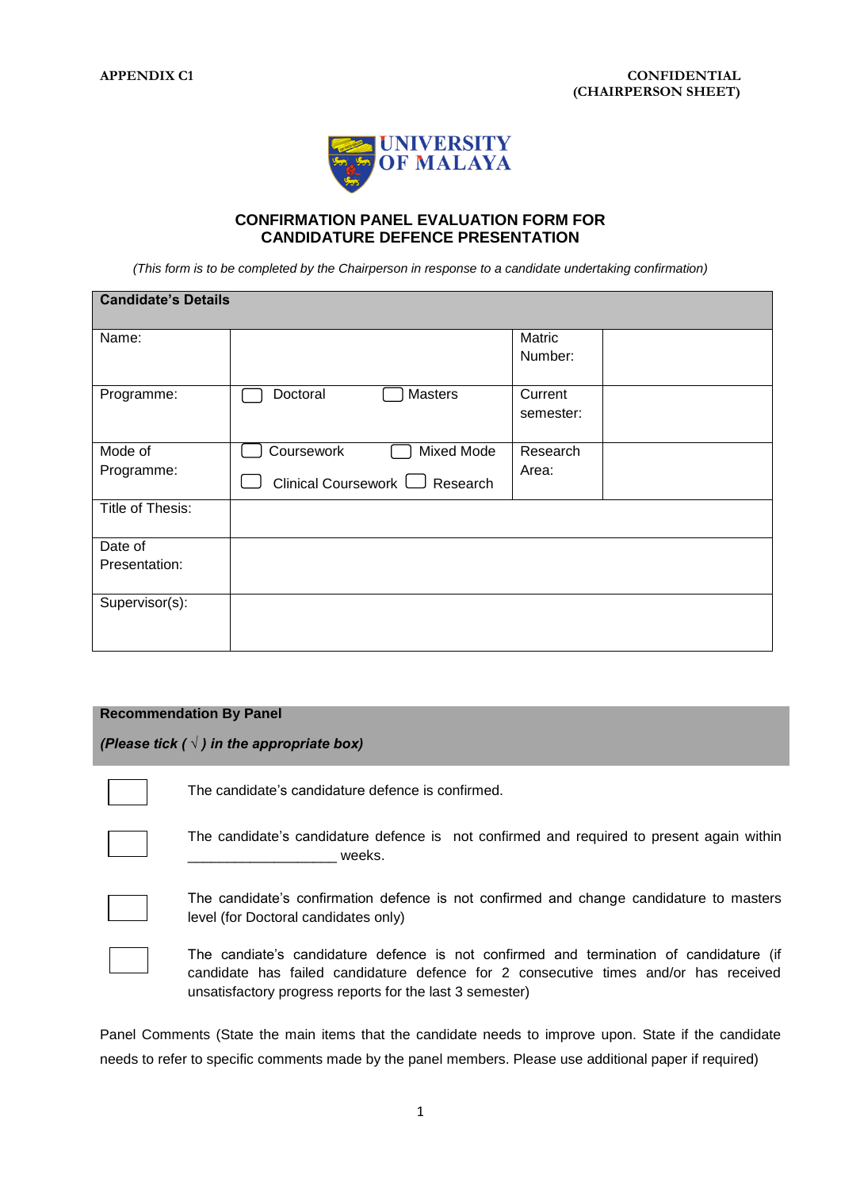**APPENDIX C1**

**CONFIDENTIAL**
**(CHAIRPERSON SHEET)**

**UNIVERSITY OF MALAYA**

## CONFIRMATION PANEL EVALUATION FORM FOR CANDIDATURE DEFENCE PRESENTATION

*(This form is to be completed by the Chairperson in response to a candidate undertaking confirmation)*

| **Candidate's Details** | | | |
|---|---|---|---|
| Name: | | Matric Number: | |
| Programme: | ☐ Doctoral ☐ Masters | Current semester: | |
| Mode of Programme: | ☐ Coursework ☐ Mixed Mode ☐ Clinical Coursework ☐ Research | Research Area: | |
| Title of Thesis: | | | |
| Date of Presentation: | | | |
| Supervisor(s): | | | |

**Recommendation By Panel**

***(Please tick ( √ ) in the appropriate box)***

☐ The candidate's candidature defence is confirmed.

☐ The candidate's candidature defence is not confirmed and required to present again within ___________________ weeks.

☐ The candidate's confirmation defence is not confirmed and change candidature to masters level (for Doctoral candidates only)

☐ The candiate's candidature defence is not confirmed and termination of candidature (if candidate has failed candidature defence for 2 consecutive times and/or has received unsatisfactory progress reports for the last 3 semester)

Panel Comments (State the main items that the candidate needs to improve upon. State if the candidate needs to refer to specific comments made by the panel members. Please use additional paper if required)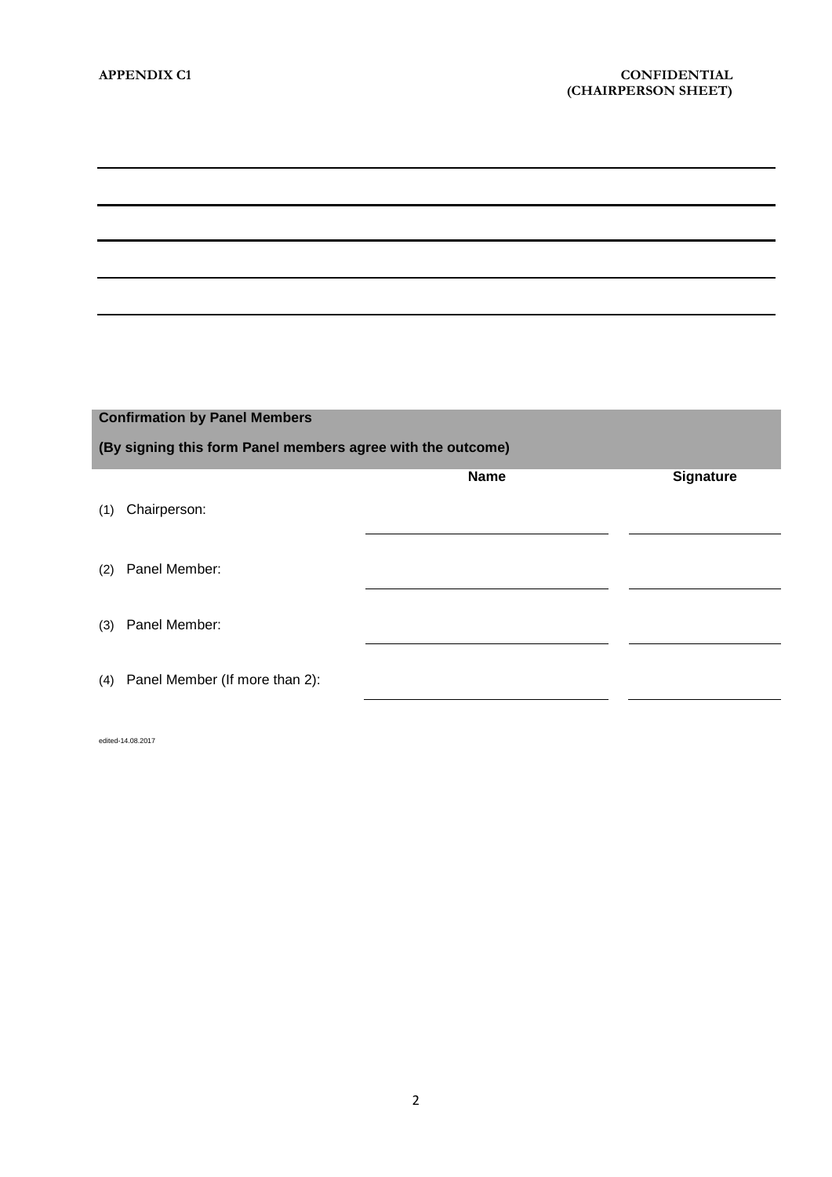**APPENDIX C1**

**CONFIDENTIAL (CHAIRPERSON SHEET)**

\_\_\_\_\_\_\_\_\_\_\_\_\_\_\_\_\_\_\_\_\_\_\_\_\_\_\_\_\_\_\_\_\_\_\_\_\_\_\_\_\_\_\_\_\_\_\_\_\_\_\_\_\_\_\_\_\_\_\_\_

\_\_\_\_\_\_\_\_\_\_\_\_\_\_\_\_\_\_\_\_\_\_\_\_\_\_\_\_\_\_\_\_\_\_\_\_\_\_\_\_\_\_\_\_\_\_\_\_\_\_\_\_\_\_\_\_\_\_\_\_

\_\_\_\_\_\_\_\_\_\_\_\_\_\_\_\_\_\_\_\_\_\_\_\_\_\_\_\_\_\_\_\_\_\_\_\_\_\_\_\_\_\_\_\_\_\_\_\_\_\_\_\_\_\_\_\_\_\_\_\_

\_\_\_\_\_\_\_\_\_\_\_\_\_\_\_\_\_\_\_\_\_\_\_\_\_\_\_\_\_\_\_\_\_\_\_\_\_\_\_\_\_\_\_\_\_\_\_\_\_\_\_\_\_\_\_\_\_\_\_\_

\_\_\_\_\_\_\_\_\_\_\_\_\_\_\_\_\_\_\_\_\_\_\_\_\_\_\_\_\_\_\_\_\_\_\_\_\_\_\_\_\_\_\_\_\_\_\_\_\_\_\_\_\_\_\_\_\_\_\_\_

**Confirmation by Panel Members**

**(By signing this form Panel members agree with the outcome)**

| | Name | Signature |
|---|---|---|
| (1) Chairpersonon: | | |
| (2) Panel Member: | | |
| (3) Panel Member: | | |
| (4) Panel Member (If more than 2): | | |

edited-14.08.2017